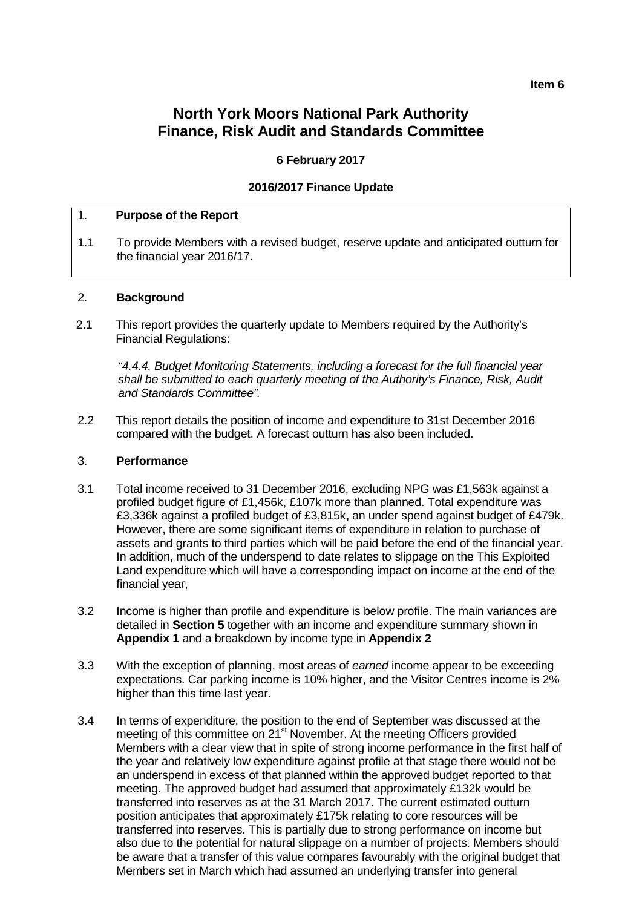Item 6

# North York Moors National Park Authority
# Finance, Risk Audit and Standards Committee

**6 February 2017**

**2016/2017 Finance Update**

## 1. Purpose of the Report

1.1 To provide Members with a revised budget, reserve update and anticipated outturn for the financial year 2016/17.

## 2. Background

2.1 This report provides the quarterly update to Members required by the Authority's Financial Regulations:

*"4.4.4. Budget Monitoring Statements, including a forecast for the full financial year shall be submitted to each quarterly meeting of the Authority's Finance, Risk, Audit and Standards Committee".*

2.2 This report details the position of income and expenditure to 31st December 2016 compared with the budget. A forecast outturn has also been included.

## 3. Performance

3.1 Total income received to 31 December 2016, excluding NPG was £1,563k against a profiled budget figure of £1,456k, £107k more than planned. Total expenditure was £3,336k against a profiled budget of £3,815k**,** an under spend against budget of £479k. However, there are some significant items of expenditure in relation to purchase of assets and grants to third parties which will be paid before the end of the financial year. In addition, much of the underspend to date relates to slippage on the This Exploited Land expenditure which will have a corresponding impact on income at the end of the financial year,

3.2 Income is higher than profile and expenditure is below profile. The main variances are detailed in **Section 5** together with an income and expenditure summary shown in **Appendix 1** and a breakdown by income type in **Appendix 2**

3.3 With the exception of planning, most areas of *earned* income appear to be exceeding expectations. Car parking income is 10% higher, and the Visitor Centres income is 2% higher than this time last year.

3.4 In terms of expenditure, the position to the end of September was discussed at the meeting of this committee on 21st November. At the meeting Officers provided Members with a clear view that in spite of strong income performance in the first half of the year and relatively low expenditure against profile at that stage there would not be an underspend in excess of that planned within the approved budget reported to that meeting. The approved budget had assumed that approximately £132k would be transferred into reserves as at the 31 March 2017. The current estimated outturn position anticipates that approximately £175k relating to core resources will be transferred into reserves. This is partially due to strong performance on income but also due to the potential for natural slippage on a number of projects. Members should be aware that a transfer of this value compares favourably with the original budget that Members set in March which had assumed an underlying transfer into general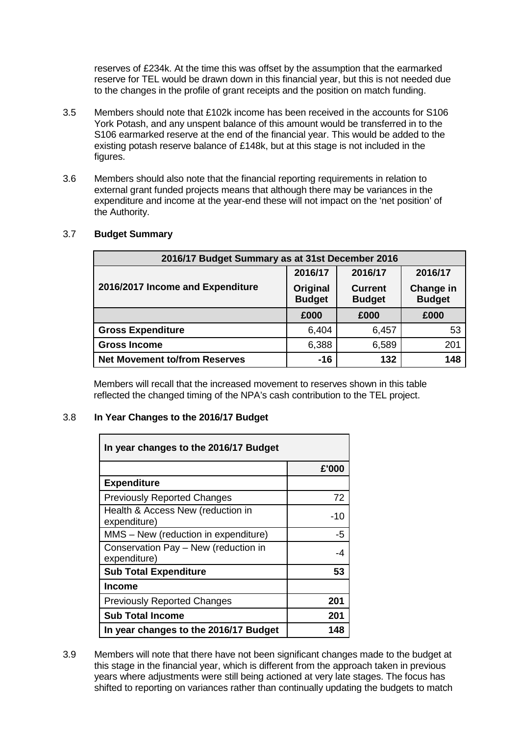reserves of £234k. At the time this was offset by the assumption that the earmarked reserve for TEL would be drawn down in this financial year, but this is not needed due to the changes in the profile of grant receipts and the position on match funding.

3.5 Members should note that £102k income has been received in the accounts for S106 York Potash, and any unspent balance of this amount would be transferred in to the S106 earmarked reserve at the end of the financial year. This would be added to the existing potash reserve balance of £148k, but at this stage is not included in the figures.

3.6 Members should also note that the financial reporting requirements in relation to external grant funded projects means that although there may be variances in the expenditure and income at the year-end these will not impact on the 'net position' of the Authority.

3.7 **Budget Summary**

| 2016/17 Budget Summary as at 31st December 2016 | | | |
|---|---|---|---|
| **2016/2017 Income and Expenditure** | **2016/17 Original Budget** | **2016/17 Current Budget** | **2016/17 Change in Budget** |
| | **£000** | **£000** | **£000** |
| **Gross Expenditure** | 6,404 | 6,457 | 53 |
| **Gross Income** | 6,388 | 6,589 | 201 |
| **Net Movement to/from Reserves** | **-16** | **132** | **148** |

Members will recall that the increased movement to reserves shown in this table reflected the changed timing of the NPA's cash contribution to the TEL project.

3.8 **In Year Changes to the 2016/17 Budget**

| In year changes to the 2016/17 Budget | |
|---|---|
| | **£'000** |
| **Expenditure** | |
| Previously Reported Changes | 72 |
| Health & Access New (reduction in expenditure) | -10 |
| MMS – New (reduction in expenditure) | -5 |
| Conservation Pay – New (reduction in expenditure) | -4 |
| **Sub Total Expenditure** | **53** |
| **Income** | |
| Previously Reported Changes | **201** |
| **Sub Total Income** | **201** |
| **In year changes to the 2016/17 Budget** | **148** |

3.9 Members will note that there have not been significant changes made to the budget at this stage in the financial year, which is different from the approach taken in previous years where adjustments were still being actioned at very late stages. The focus has shifted to reporting on variances rather than continually updating the budgets to match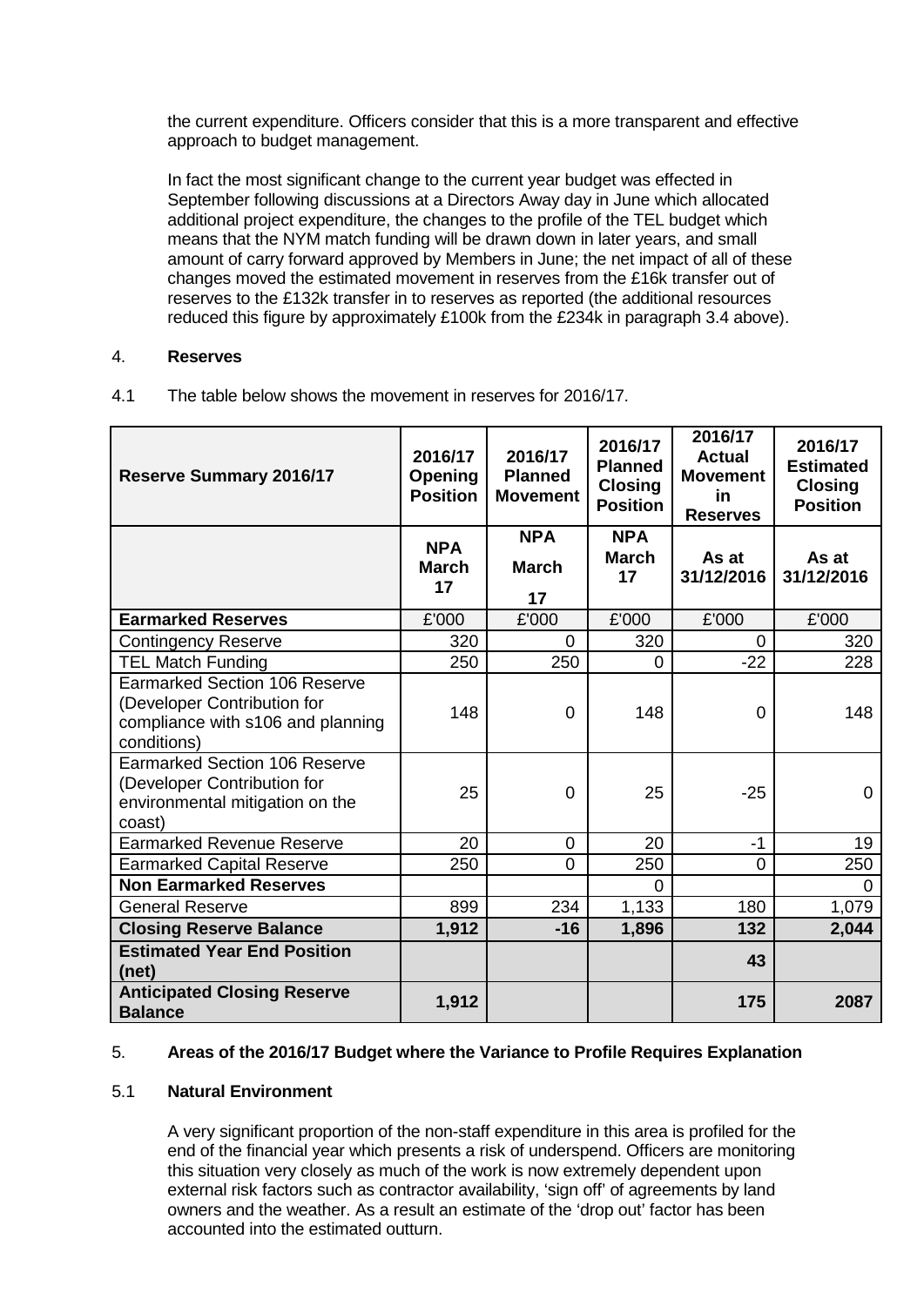the current expenditure. Officers consider that this is a more transparent and effective approach to budget management.

In fact the most significant change to the current year budget was effected in September following discussions at a Directors Away day in June which allocated additional project expenditure, the changes to the profile of the TEL budget which means that the NYM match funding will be drawn down in later years, and small amount of carry forward approved by Members in June; the net impact of all of these changes moved the estimated movement in reserves from the £16k transfer out of reserves to the £132k transfer in to reserves as reported (the additional resources reduced this figure by approximately £100k from the £234k in paragraph 3.4 above).

4. **Reserves**

4.1 The table below shows the movement in reserves for 2016/17.

| Reserve Summary 2016/17 | 2016/17 Opening Position | 2016/17 Planned Movement | 2016/17 Planned Closing Position | 2016/17 Actual Movement in Reserves | 2016/17 Estimated Closing Position |
|---|---|---|---|---|---|
| | NPA March 17 | NPA March 17 | NPA March 17 | As at 31/12/2016 | As at 31/12/2016 |
| **Earmarked Reserves** | £'000 | £'000 | £'000 | £'000 | £'000 |
| Contingency Reserve | 320 | 0 | 320 | 0 | 320 |
| TEL Match Funding | 250 | 250 | 0 | -22 | 228 |
| Earmarked Section 106 Reserve (Developer Contribution for compliance with s106 and planning conditions) | 148 | 0 | 148 | 0 | 148 |
| Earmarked Section 106 Reserve (Developer Contribution for environmental mitigation on the coast) | 25 | 0 | 25 | -25 | 0 |
| Earmarked Revenue Reserve | 20 | 0 | 20 | -1 | 19 |
| Earmarked Capital Reserve | 250 | 0 | 250 | 0 | 250 |
| **Non Earmarked Reserves** | | | 0 | | 0 |
| General Reserve | 899 | 234 | 1,133 | 180 | 1,079 |
| **Closing Reserve Balance** | **1,912** | **-16** | **1,896** | **132** | **2,044** |
| **Estimated Year End Position (net)** | | | | **43** | |
| **Anticipated Closing Reserve Balance** | **1,912** | | | **175** | **2087** |

5. **Areas of the 2016/17 Budget where the Variance to Profile Requires Explanation**

5.1 **Natural Environment**

A very significant proportion of the non-staff expenditure in this area is profiled for the end of the financial year which presents a risk of underspend. Officers are monitoring this situation very closely as much of the work is now extremely dependent upon external risk factors such as contractor availability, 'sign off' of agreements by land owners and the weather. As a result an estimate of the 'drop out' factor has been accounted into the estimated outturn.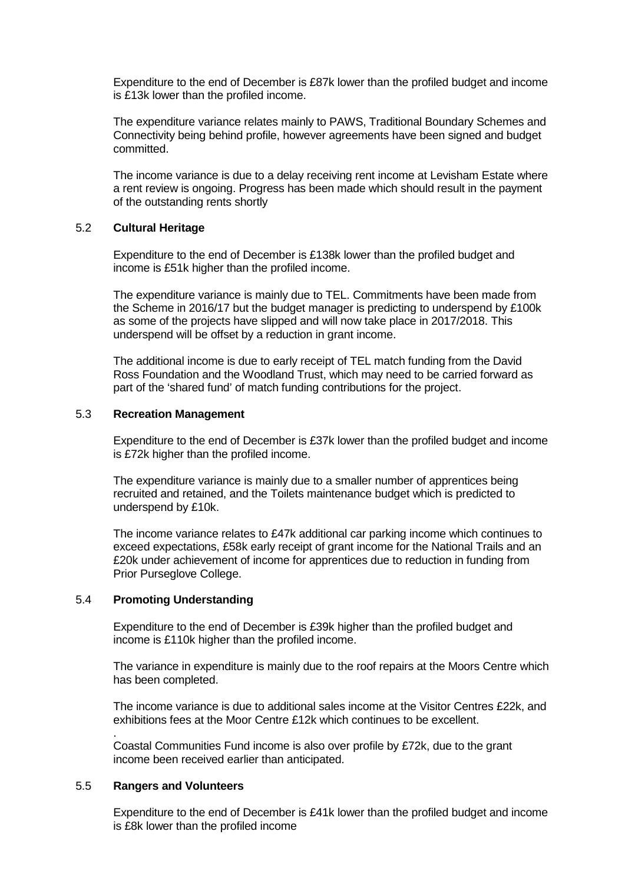Expenditure to the end of December is £87k lower than the profiled budget and income is £13k lower than the profiled income.

The expenditure variance relates mainly to PAWS, Traditional Boundary Schemes and Connectivity being behind profile, however agreements have been signed and budget committed.

The income variance is due to a delay receiving rent income at Levisham Estate where a rent review is ongoing. Progress has been made which should result in the payment of the outstanding rents shortly

## 5.2 **Cultural Heritage**

Expenditure to the end of December is £138k lower than the profiled budget and income is £51k higher than the profiled income.

The expenditure variance is mainly due to TEL. Commitments have been made from the Scheme in 2016/17 but the budget manager is predicting to underspend by £100k as some of the projects have slipped and will now take place in 2017/2018. This underspend will be offset by a reduction in grant income.

The additional income is due to early receipt of TEL match funding from the David Ross Foundation and the Woodland Trust, which may need to be carried forward as part of the 'shared fund' of match funding contributions for the project.

## 5.3 **Recreation Management**

Expenditure to the end of December is £37k lower than the profiled budget and income is £72k higher than the profiled income.

The expenditure variance is mainly due to a smaller number of apprentices being recruited and retained, and the Toilets maintenance budget which is predicted to underspend by £10k.

The income variance relates to £47k additional car parking income which continues to exceed expectations, £58k early receipt of grant income for the National Trails and an £20k under achievement of income for apprentices due to reduction in funding from Prior Purseglove College.

## 5.4 **Promoting Understanding**

Expenditure to the end of December is £39k higher than the profiled budget and income is £110k higher than the profiled income.

The variance in expenditure is mainly due to the roof repairs at the Moors Centre which has been completed.

The income variance is due to additional sales income at the Visitor Centres £22k, and exhibitions fees at the Moor Centre £12k which continues to be excellent.

.
Coastal Communities Fund income is also over profile by £72k, due to the grant income been received earlier than anticipated.

## 5.5 **Rangers and Volunteers**

Expenditure to the end of December is £41k lower than the profiled budget and income is £8k lower than the profiled income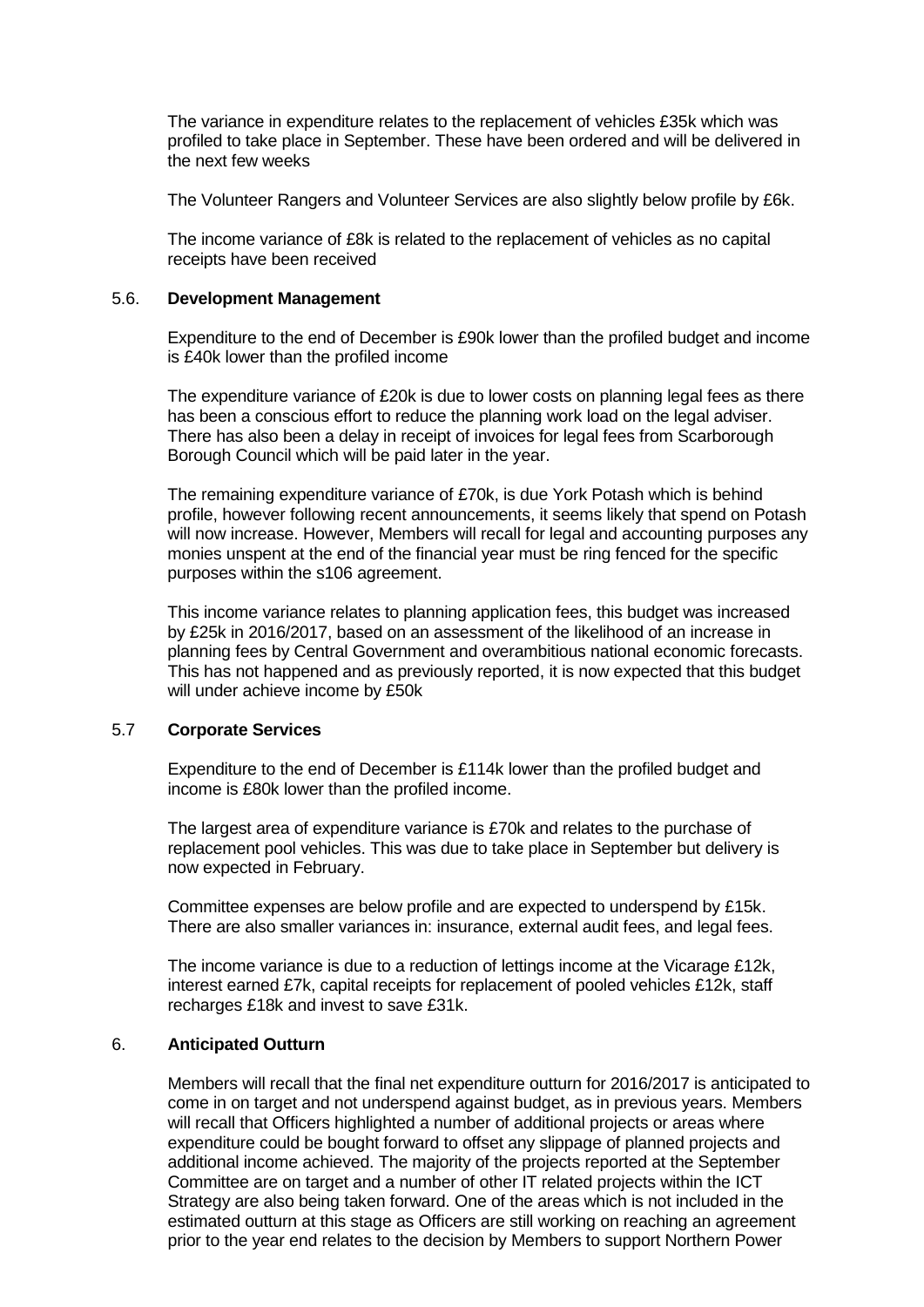The variance in expenditure relates to the replacement of vehicles £35k which was profiled to take place in September. These have been ordered and will be delivered in the next few weeks

The Volunteer Rangers and Volunteer Services are also slightly below profile by £6k.

The income variance of £8k is related to the replacement of vehicles as no capital receipts have been received

## 5.6. Development Management

Expenditure to the end of December is £90k lower than the profiled budget and income is £40k lower than the profiled income

The expenditure variance of £20k is due to lower costs on planning legal fees as there has been a conscious effort to reduce the planning work load on the legal adviser. There has also been a delay in receipt of invoices for legal fees from Scarborough Borough Council which will be paid later in the year.

The remaining expenditure variance of £70k, is due York Potash which is behind profile, however following recent announcements, it seems likely that spend on Potash will now increase. However, Members will recall for legal and accounting purposes any monies unspent at the end of the financial year must be ring fenced for the specific purposes within the s106 agreement.

This income variance relates to planning application fees, this budget was increased by £25k in 2016/2017, based on an assessment of the likelihood of an increase in planning fees by Central Government and overambitious national economic forecasts. This has not happened and as previously reported, it is now expected that this budget will under achieve income by £50k

## 5.7 Corporate Services

Expenditure to the end of December is £114k lower than the profiled budget and income is £80k lower than the profiled income.

The largest area of expenditure variance is £70k and relates to the purchase of replacement pool vehicles. This was due to take place in September but delivery is now expected in February.

Committee expenses are below profile and are expected to underspend by £15k. There are also smaller variances in: insurance, external audit fees, and legal fees.

The income variance is due to a reduction of lettings income at the Vicarage £12k, interest earned £7k, capital receipts for replacement of pooled vehicles £12k, staff recharges £18k and invest to save £31k.

## 6. Anticipated Outturn

Members will recall that the final net expenditure outturn for 2016/2017 is anticipated to come in on target and not underspend against budget, as in previous years. Members will recall that Officers highlighted a number of additional projects or areas where expenditure could be bought forward to offset any slippage of planned projects and additional income achieved. The majority of the projects reported at the September Committee are on target and a number of other IT related projects within the ICT Strategy are also being taken forward. One of the areas which is not included in the estimated outturn at this stage as Officers are still working on reaching an agreement prior to the year end relates to the decision by Members to support Northern Power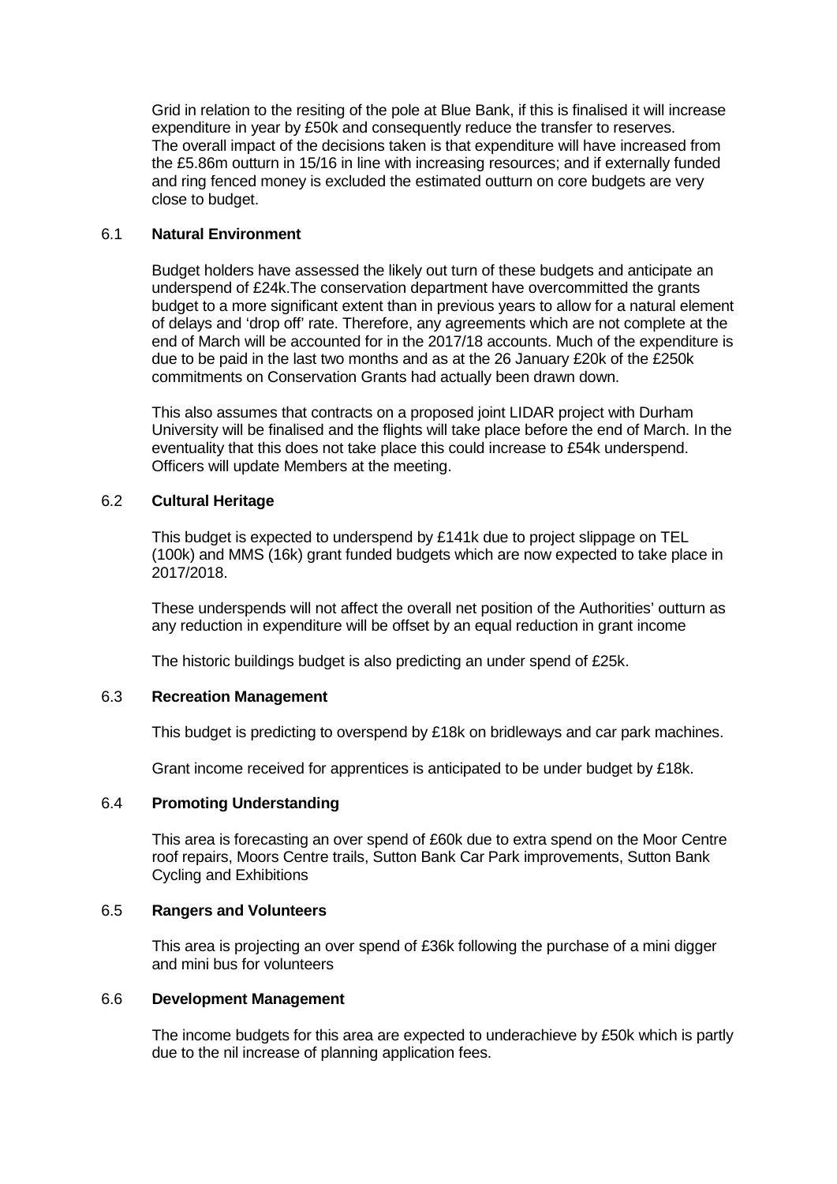Grid in relation to the resiting of the pole at Blue Bank, if this is finalised it will increase expenditure in year by £50k and consequently reduce the transfer to reserves.
The overall impact of the decisions taken is that expenditure will have increased from the £5.86m outturn in 15/16 in line with increasing resources; and if externally funded and ring fenced money is excluded the estimated outturn on core budgets are very close to budget.

## 6.1 Natural Environment

Budget holders have assessed the likely out turn of these budgets and anticipate an underspend of £24k.The conservation department have overcommitted the grants budget to a more significant extent than in previous years to allow for a natural element of delays and 'drop off' rate. Therefore, any agreements which are not complete at the end of March will be accounted for in the 2017/18 accounts. Much of the expenditure is due to be paid in the last two months and as at the 26 January £20k of the £250k commitments on Conservation Grants had actually been drawn down.

This also assumes that contracts on a proposed joint LIDAR project with Durham University will be finalised and the flights will take place before the end of March. In the eventuality that this does not take place this could increase to £54k underspend. Officers will update Members at the meeting.

## 6.2 Cultural Heritage

This budget is expected to underspend by £141k due to project slippage on TEL (100k) and MMS (16k) grant funded budgets which are now expected to take place in 2017/2018.

These underspends will not affect the overall net position of the Authorities' outturn as any reduction in expenditure will be offset by an equal reduction in grant income

The historic buildings budget is also predicting an under spend of £25k.

## 6.3 Recreation Management

This budget is predicting to overspend by £18k on bridleways and car park machines.

Grant income received for apprentices is anticipated to be under budget by £18k.

## 6.4 Promoting Understanding

This area is forecasting an over spend of £60k due to extra spend on the Moor Centre roof repairs, Moors Centre trails, Sutton Bank Car Park improvements, Sutton Bank Cycling and Exhibitions

## 6.5 Rangers and Volunteers

This area is projecting an over spend of £36k following the purchase of a mini digger and mini bus for volunteers

## 6.6 Development Management

The income budgets for this area are expected to underachieve by £50k which is partly due to the nil increase of planning application fees.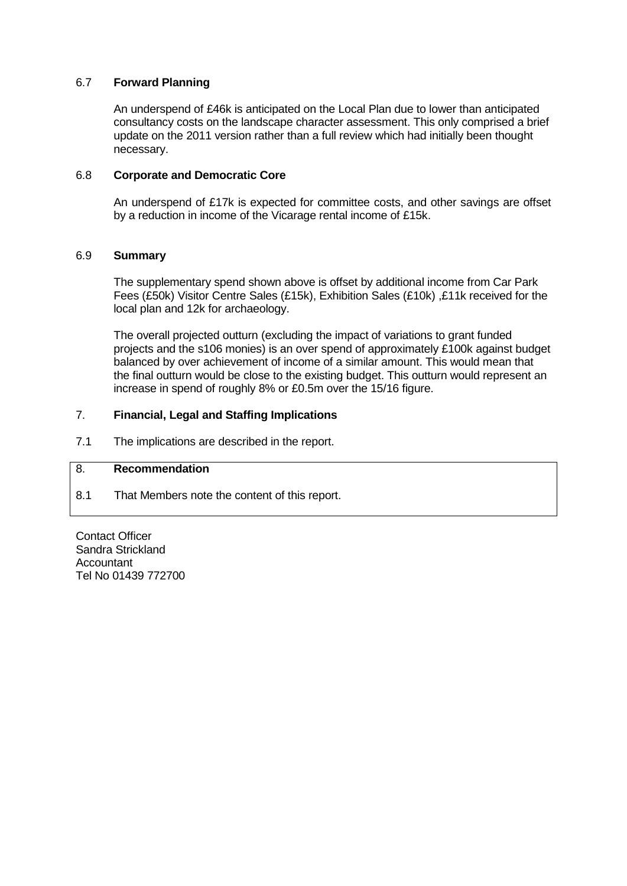### 6.7 **Forward Planning**

An underspend of £46k is anticipated on the Local Plan due to lower than anticipated consultancy costs on the landscape character assessment. This only comprised a brief update on the 2011 version rather than a full review which had initially been thought necessary.

### 6.8 **Corporate and Democratic Core**

An underspend of £17k is expected for committee costs, and other savings are offset by a reduction in income of the Vicarage rental income of £15k.

### 6.9 **Summary**

The supplementary spend shown above is offset by additional income from Car Park Fees (£50k) Visitor Centre Sales (£15k), Exhibition Sales (£10k) ,£11k received for the local plan and 12k for archaeology.

The overall projected outturn (excluding the impact of variations to grant funded projects and the s106 monies) is an over spend of approximately £100k against budget balanced by over achievement of income of a similar amount. This would mean that the final outturn would be close to the existing budget. This outturn would represent an increase in spend of roughly 8% or £0.5m over the 15/16 figure.

## 7. **Financial, Legal and Staffing Implications**

7.1 The implications are described in the report.

## 8. **Recommendation**

8.1 That Members note the content of this report.

Contact Officer
Sandra Strickland
Accountant
Tel No 01439 772700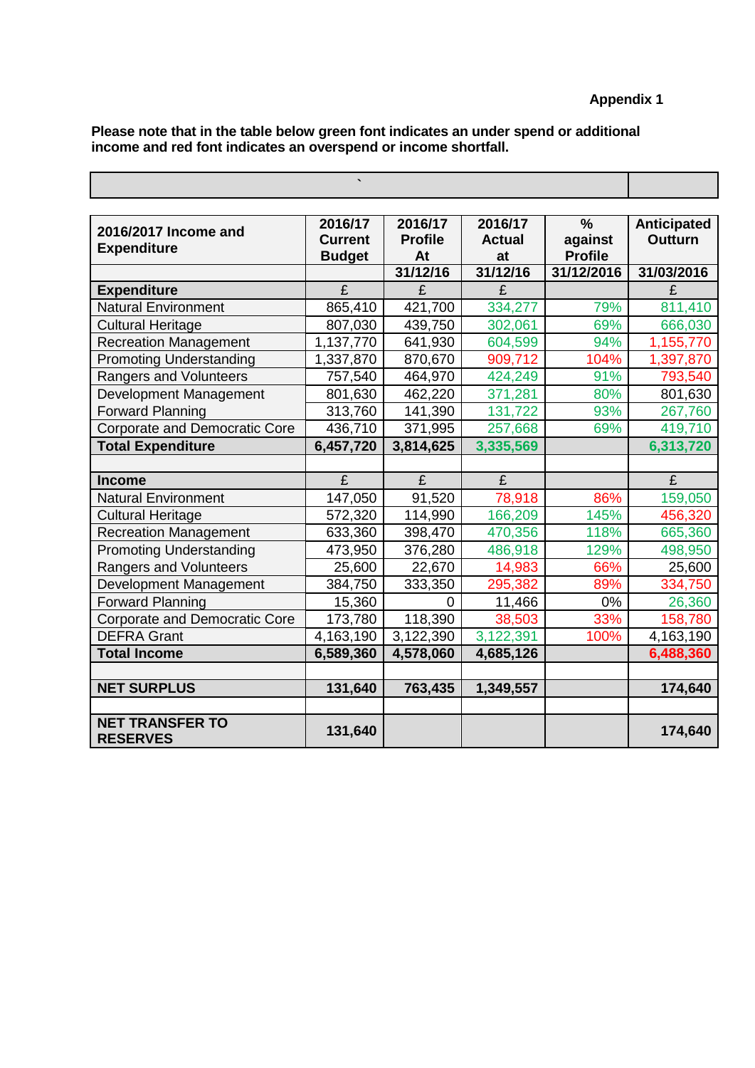**Appendix 1**

**Please note that in the table below green font indicates an under spend or additional income and red font indicates an overspend or income shortfall.**

| 2016/2017 Income and Expenditure | 2016/17 Current Budget | 2016/17 Profile At | 2016/17 Actual at | % against Profile | Anticipated Outturn |
|---|---|---|---|---|---|
| | | 31/12/16 | 31/12/16 | 31/12/2016 | 31/03/2016 |
| **Expenditure** | £ | £ | £ | | £ |
| Natural Environment | 865,410 | 421,700 | 334,277 | 79% | 811,410 |
| Cultural Heritage | 807,030 | 439,750 | 302,061 | 69% | 666,030 |
| Recreation Management | 1,137,770 | 641,930 | 604,599 | 94% | 1,155,770 |
| Promoting Understanding | 1,337,870 | 870,670 | 909,712 | 104% | 1,397,870 |
| Rangers and Volunteers | 757,540 | 464,970 | 424,249 | 91% | 793,540 |
| Development Management | 801,630 | 462,220 | 371,281 | 80% | 801,630 |
| Forward Planning | 313,760 | 141,390 | 131,722 | 93% | 267,760 |
| Corporate and Democratic Core | 436,710 | 371,995 | 257,668 | 69% | 419,710 |
| **Total Expenditure** | **6,457,720** | **3,814,625** | **3,335,569** | | **6,313,720** |
| | | | | | |
| **Income** | £ | £ | £ | | £ |
| Natural Environment | 147,050 | 91,520 | 78,918 | 86% | 159,050 |
| Cultural Heritage | 572,320 | 114,990 | 166,209 | 145% | 456,320 |
| Recreation Management | 633,360 | 398,470 | 470,356 | 118% | 665,360 |
| Promoting Understanding | 473,950 | 376,280 | 486,918 | 129% | 498,950 |
| Rangers and Volunteers | 25,600 | 22,670 | 14,983 | 66% | 25,600 |
| Development Management | 384,750 | 333,350 | 295,382 | 89% | 334,750 |
| Forward Planning | 15,360 | 0 | 11,466 | 0% | 26,360 |
| Corporate and Democratic Core | 173,780 | 118,390 | 38,503 | 33% | 158,780 |
| DEFRA Grant | 4,163,190 | 3,122,390 | 3,122,391 | 100% | 4,163,190 |
| **Total Income** | **6,589,360** | **4,578,060** | **4,685,126** | | **6,488,360** |
| | | | | | |
| **NET SURPLUS** | **131,640** | **763,435** | **1,349,557** | | **174,640** |
| | | | | | |
| **NET TRANSFER TO RESERVES** | **131,640** | | | | **174,640** |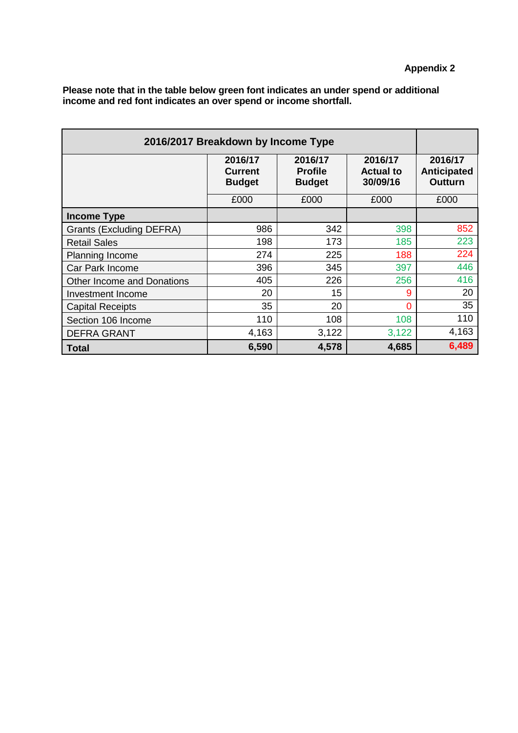**Appendix 2**

**Please note that in the table below green font indicates an under spend or additional income and red font indicates an over spend or income shortfall.**

| 2016/2017 Breakdown by Income Type | | | | |
|---|---|---|---|---|
| | **2016/17 Current Budget** | **2016/17 Profile Budget** | **2016/17 Actual to 30/09/16** | **2016/17 Anticipated Outturn** |
| | £000 | £000 | £000 | £000 |
| **Income Type** | | | | |
| Grants (Excluding DEFRA) | 986 | 342 | 398 | 852 |
| Retail Sales | 198 | 173 | 185 | 223 |
| Planning Income | 274 | 225 | 188 | 224 |
| Car Park Income | 396 | 345 | 397 | 446 |
| Other Income and Donations | 405 | 226 | 256 | 416 |
| Investment Income | 20 | 15 | 9 | 20 |
| Capital Receipts | 35 | 20 | 0 | 35 |
| Section 106 Income | 110 | 108 | 108 | 110 |
| DEFRA GRANT | 4,163 | 3,122 | 3,122 | 4,163 |
| **Total** | **6,590** | **4,578** | **4,685** | **6,489** |